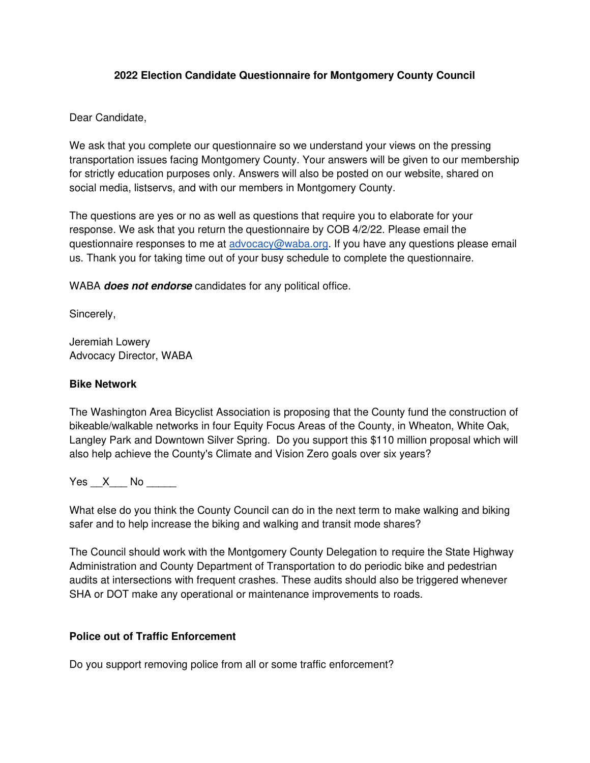**2022 Election Candidate Questionnaire for Montgomery County Council**

Dear Candidate,

We ask that you complete our questionnaire so we understand your views on the pressing transportation issues facing Montgomery County. Your answers will be given to our membership for strictly education purposes only. Answers will also be posted on our website, shared on social media, listservs, and with our members in Montgomery County.

The questions are yes or no as well as questions that require you to elaborate for your response. We ask that you return the questionnaire by COB 4/2/22. Please email the questionnaire responses to me at advocacy@waba.org. If you have any questions please email us. Thank you for taking time out of your busy schedule to complete the questionnaire.

WABA ***does not endorse*** candidates for any political office.

Sincerely,

Jeremiah Lowery
Advocacy Director, WABA

**Bike Network**

The Washington Area Bicyclist Association is proposing that the County fund the construction of bikeable/walkable networks in four Equity Focus Areas of the County, in Wheaton, White Oak, Langley Park and Downtown Silver Spring. Do you support this $110 million proposal which will also help achieve the County's Climate and Vision Zero goals over six years?

Yes __X___ No _____

What else do you think the County Council can do in the next term to make walking and biking safer and to help increase the biking and walking and transit mode shares?

The Council should work with the Montgomery County Delegation to require the State Highway Administration and County Department of Transportation to do periodic bike and pedestrian audits at intersections with frequent crashes. These audits should also be triggered whenever SHA or DOT make any operational or maintenance improvements to roads.

**Police out of Traffic Enforcement**

Do you support removing police from all or some traffic enforcement?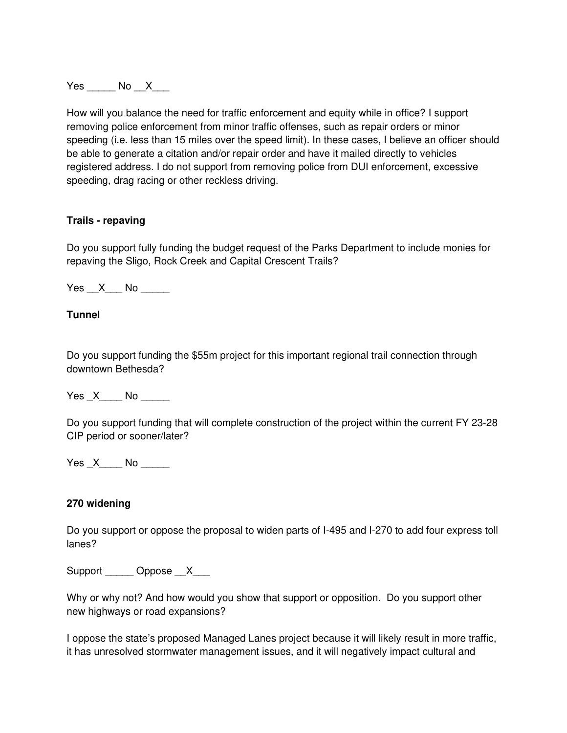Yes _____ No __X___

How will you balance the need for traffic enforcement and equity while in office? I support removing police enforcement from minor traffic offenses, such as repair orders or minor speeding (i.e. less than 15 miles over the speed limit). In these cases, I believe an officer should be able to generate a citation and/or repair order and have it mailed directly to vehicles registered address. I do not support from removing police from DUI enforcement, excessive speeding, drag racing or other reckless driving.

**Trails - repaving**

Do you support fully funding the budget request of the Parks Department to include monies for repaving the Sligo, Rock Creek and Capital Crescent Trails?

Yes __X___ No _____

**Tunnel**

Do you support funding the $55m project for this important regional trail connection through downtown Bethesda?

Yes _X____ No _____

Do you support funding that will complete construction of the project within the current FY 23-28 CIP period or sooner/later?

Yes _X____ No _____

**270 widening**

Do you support or oppose the proposal to widen parts of I-495 and I-270 to add four express toll lanes?

Support _____ Oppose __X___

Why or why not? And how would you show that support or opposition. Do you support other new highways or road expansions?

I oppose the state's proposed Managed Lanes project because it will likely result in more traffic, it has unresolved stormwater management issues, and it will negatively impact cultural and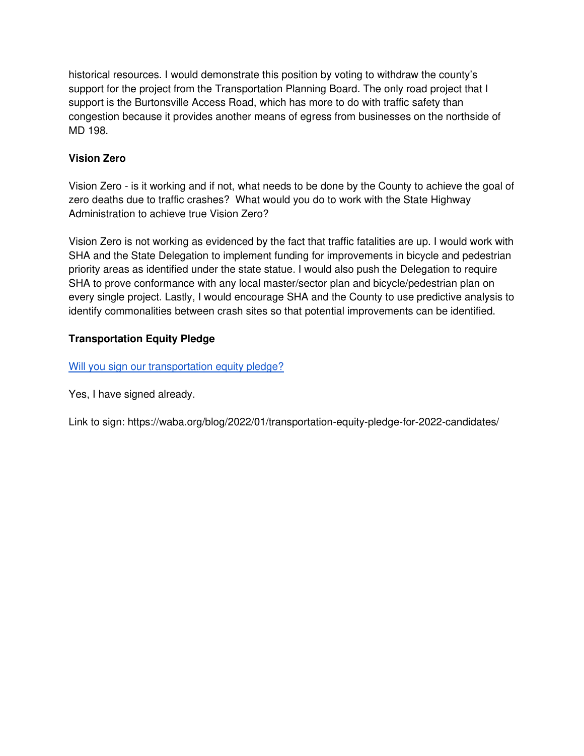historical resources. I would demonstrate this position by voting to withdraw the county's support for the project from the Transportation Planning Board. The only road project that I support is the Burtonsville Access Road, which has more to do with traffic safety than congestion because it provides another means of egress from businesses on the northside of MD 198.

**Vision Zero**

Vision Zero - is it working and if not, what needs to be done by the County to achieve the goal of zero deaths due to traffic crashes? What would you do to work with the State Highway Administration to achieve true Vision Zero?

Vision Zero is not working as evidenced by the fact that traffic fatalities are up. I would work with SHA and the State Delegation to implement funding for improvements in bicycle and pedestrian priority areas as identified under the state statue. I would also push the Delegation to require SHA to prove conformance with any local master/sector plan and bicycle/pedestrian plan on every single project. Lastly, I would encourage SHA and the County to use predictive analysis to identify commonalities between crash sites so that potential improvements can be identified.

**Transportation Equity Pledge**

Will you sign our transportation equity pledge?

Yes, I have signed already.

Link to sign: https://waba.org/blog/2022/01/transportation-equity-pledge-for-2022-candidates/